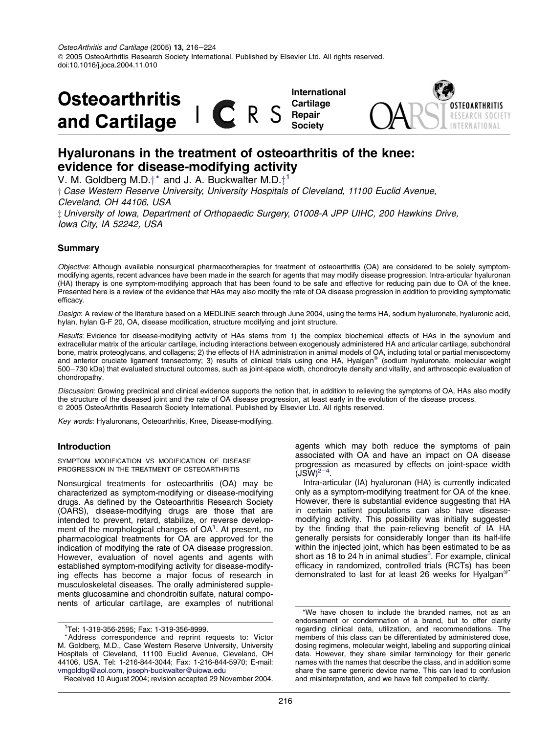# Hyaluronans in the treatment of osteoarthritis of the knee: evidence for disease-modifying activity

V. M. Goldberg M.D.†* and J. A. Buckwalter M.D.‡[1]

† *Case Western Reserve University, University Hospitals of Cleveland, 11100 Euclid Avenue, Cleveland, OH 44106, USA*

‡ *University of Iowa, Department of Orthopaedic Surgery, 01008-A JPP UIHC, 200 Hawkins Drive, Iowa City, IA 52242, USA*

## Summary

*Objective*: Although available nonsurgical pharmacotherapies for treatment of osteoarthritis (OA) are considered to be solely symptom-modifying agents, recent advances have been made in the search for agents that may modify disease progression. Intra-articular hyaluronan (HA) therapy is one symptom-modifying approach that has been found to be safe and effective for reducing pain due to OA of the knee. Presented here is a review of the evidence that HAs may also modify the rate of OA disease progression in addition to providing symptomatic efficacy.

*Design*: A review of the literature based on a MEDLINE search through June 2004, using the terms HA, sodium hyaluronate, hyaluronic acid, hylan, hylan G-F 20, OA, disease modification, structure modifying and joint structure.

*Results*: Evidence for disease-modifying activity of HAs stems from 1) the complex biochemical effects of HAs in the synovium and extracellular matrix of the articular cartilage, including interactions between exogenously administered HA and articular cartilage, subchondral bone, matrix proteoglycans, and collagens; 2) the effects of HA administration in animal models of OA, including total or partial meniscectomy and anterior cruciate ligament transectomy; 3) results of clinical trials using one HA, Hyalgan® (sodium hyaluronate, molecular weight 500–730 kDa) that evaluated structural outcomes, such as joint-space width, chondrocyte density and vitality, and arthroscopic evaluation of chondropathy.

*Discussion*: Growing preclinical and clinical evidence supports the notion that, in addition to relieving the symptoms of OA, HAs also modify the structure of the diseased joint and the rate of OA disease progression, at least early in the evolution of the disease process.

© 2005 OsteoArthritis Research Society International. Published by Elsevier Ltd. All rights reserved.

*Key words*: Hyaluronans, Osteoarthritis, Knee, Disease-modifying.

## Introduction

### SYMPTOM MODIFICATION VS MODIFICATION OF DISEASE PROGRESSION IN THE TREATMENT OF OSTEOARTHRITIS

Nonsurgical treatments for osteoarthritis (OA) may be characterized as symptom-modifying or disease-modifying drugs. As defined by the Osteoarthritis Research Society (OARS), disease-modifying drugs are those that are intended to prevent, retard, stabilize, or reverse development of the morphological changes of OA[1]. At present, no pharmacological treatments for OA are approved for the indication of modifying the rate of OA disease progression. However, evaluation of novel agents and agents with established symptom-modifying activity for disease-modifying effects has become a major focus of research in musculoskeletal diseases. The orally administered supplements glucosamine and chondroitin sulfate, natural components of articular cartilage, are examples of nutritional agents which may both reduce the symptoms of pain associated with OA and have an impact on OA disease progression as measured by effects on joint-space width (JSW)[2–4].

Intra-articular (IA) hyaluronan (HA) is currently indicated only as a symptom-modifying treatment for OA of the knee. However, there is substantial evidence suggesting that HA in certain patient populations can also have disease-modifying activity. This possibility was initially suggested by the finding that the pain-relieving benefit of IA HA generally persists for considerably longer than its half-life within the injected joint, which has been estimated to be as short as 18 to 24 h in animal studies[5]. For example, clinical efficacy in randomized, controlled trials (RCTs) has been demonstrated to last for at least 26 weeks for Hyalgan®*

[1]Tel: 1-319-356-2595; Fax: 1-319-356-8999.

*Address correspondence and reprint requests to: Victor M. Goldberg, M.D., Case Western Reserve University, University Hospitals of Cleveland, 11100 Euclid Avenue, Cleveland, OH 44106, USA. Tel: 1-216-844-3044; Fax: 1-216-844-5970; E-mail: vmgoldbg@aol.com, joseph-buckwalter@uiowa.edu

Received 10 August 2004; revision accepted 29 November 2004.

*We have chosen to include the branded names, not as an endorsement or condemnation of a brand, but to offer clarity regarding clinical data, utilization, and recommendations. The members of this class can be differentiated by administered dose, dosing regimens, molecular weight, labeling and supporting clinical data. However, they share similar terminology for their generic names with the names that describe the class, and in addition some share the same generic device name. This can lead to confusion and misinterpretation, and we have felt compelled to clarify.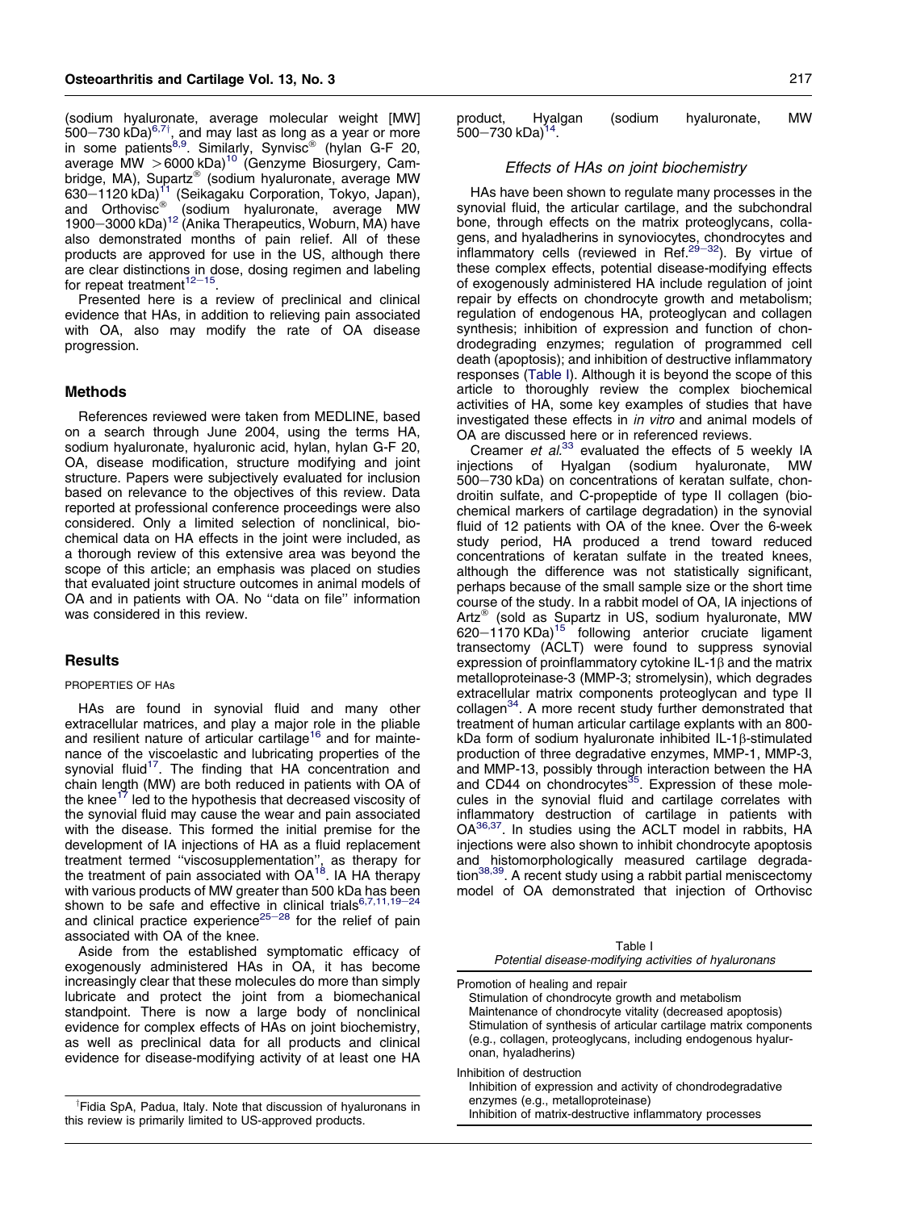(sodium hyaluronate, average molecular weight [MW] 500–730 kDa)[6,7†], and may last as long as a year or more in some patients[8,9]. Similarly, Synvisc® (hylan G-F 20, average MW >6000 kDa)[10] (Genzyme Biosurgery, Cambridge, MA), Supartz® (sodium hyaluronate, average MW 630–1120 kDa)[11] (Seikagaku Corporation, Tokyo, Japan), and Orthovisc® (sodium hyaluronate, average MW 1900–3000 kDa)[12] (Anika Therapeutics, Woburn, MA) have also demonstrated months of pain relief. All of these products are approved for use in the US, although there are clear distinctions in dose, dosing regimen and labeling for repeat treatment[12–15].

Presented here is a review of preclinical and clinical evidence that HAs, in addition to relieving pain associated with OA, also may modify the rate of OA disease progression.

## Methods

References reviewed were taken from MEDLINE, based on a search through June 2004, using the terms HA, sodium hyaluronate, hyaluronic acid, hylan, hylan G-F 20, OA, disease modification, structure modifying and joint structure. Papers were subjectively evaluated for inclusion based on relevance to the objectives of this review. Data reported at professional conference proceedings were also considered. Only a limited selection of nonclinical, biochemical data on HA effects in the joint were included, as a thorough review of this extensive area was beyond the scope of this article; an emphasis was placed on studies that evaluated joint structure outcomes in animal models of OA and in patients with OA. No "data on file" information was considered in this review.

## Results

### PROPERTIES OF HAs

HAs are found in synovial fluid and many other extracellular matrices, and play a major role in the pliable and resilient nature of articular cartilage[16] and for maintenance of the viscoelastic and lubricating properties of the synovial fluid[17]. The finding that HA concentration and chain length (MW) are both reduced in patients with OA of the knee[17] led to the hypothesis that decreased viscosity of the synovial fluid may cause the wear and pain associated with the disease. This formed the initial premise for the development of IA injections of HA as a fluid replacement treatment termed "viscosupplementation", as therapy for the treatment of pain associated with OA[18]. IA HA therapy with various products of MW greater than 500 kDa has been shown to be safe and effective in clinical trials[6,7,11,19–24] and clinical practice experience[25–28] for the relief of pain associated with OA of the knee.

Aside from the established symptomatic efficacy of exogenously administered HAs in OA, it has become increasingly clear that these molecules do more than simply lubricate and protect the joint from a biomechanical standpoint. There is now a large body of nonclinical evidence for complex effects of HAs on joint biochemistry, as well as preclinical data for all products and clinical evidence for disease-modifying activity of at least one HA product, Hyalgan (sodium hyaluronate, MW 500–730 kDa)[14].

†Fidia SpA, Padua, Italy. Note that discussion of hyaluronans in this review is primarily limited to US-approved products.

### *Effects of HAs on joint biochemistry*

HAs have been shown to regulate many processes in the synovial fluid, the articular cartilage, and the subchondral bone, through effects on the matrix proteoglycans, collagens, and hyaladherins in synoviocytes, chondrocytes and inflammatory cells (reviewed in Ref.[29–32]). By virtue of these complex effects, potential disease-modifying effects of exogenously administered HA include regulation of joint repair by effects on chondrocyte growth and metabolism; regulation of endogenous HA, proteoglycan and collagen synthesis; inhibition of expression and function of chondrodegrading enzymes; regulation of programmed cell death (apoptosis); and inhibition of destructive inflammatory responses (Table I). Although it is beyond the scope of this article to thoroughly review the complex biochemical activities of HA, some key examples of studies that have investigated these effects in *in vitro* and animal models of OA are discussed here or in referenced reviews.

Creamer *et al.*[33] evaluated the effects of 5 weekly IA injections of Hyalgan (sodium hyaluronate, MW 500–730 kDa) on concentrations of keratan sulfate, chondroitin sulfate, and C-propeptide of type II collagen (biochemical markers of cartilage degradation) in the synovial fluid of 12 patients with OA of the knee. Over the 6-week study period, HA produced a trend toward reduced concentrations of keratan sulfate in the treated knees, although the difference was not statistically significant, perhaps because of the small sample size or the short time course of the study. In a rabbit model of OA, IA injections of Artz® (sold as Supartz in US, sodium hyaluronate, MW 620–1170 KDa)[15] following anterior cruciate ligament transectomy (ACLT) were found to suppress synovial expression of proinflammatory cytokine IL-1β and the matrix metalloproteinase-3 (MMP-3; stromelysin), which degrades extracellular matrix components proteoglycan and type II collagen[34]. A more recent study further demonstrated that treatment of human articular cartilage explants with an 800-kDa form of sodium hyaluronate inhibited IL-1β-stimulated production of three degradative enzymes, MMP-1, MMP-3, and MMP-13, possibly through interaction between the HA and CD44 on chondrocytes[35]. Expression of these molecules in the synovial fluid and cartilage correlates with inflammatory destruction of cartilage in patients with OA[36,37]. In studies using the ACLT model in rabbits, HA injections were also shown to inhibit chondrocyte apoptosis and histomorphologically measured cartilage degradation[38,39]. A recent study using a rabbit partial meniscectomy model of OA demonstrated that injection of Orthovisc

Table I
*Potential disease-modifying activities of hyaluronans*

| |
|---|
| Promotion of healing and repair |
| Stimulation of chondrocyte growth and metabolism |
| Maintenance of chondrocyte vitality (decreased apoptosis) |
| Stimulation of synthesis of articular cartilage matrix components (e.g., collagen, proteoglycans, including endogenous hyaluronan, hyaladherins) |
| Inhibition of destruction |
| Inhibition of expression and activity of chondrodegradative enzymes (e.g., metalloproteinase) |
| Inhibition of matrix-destructive inflammatory processes |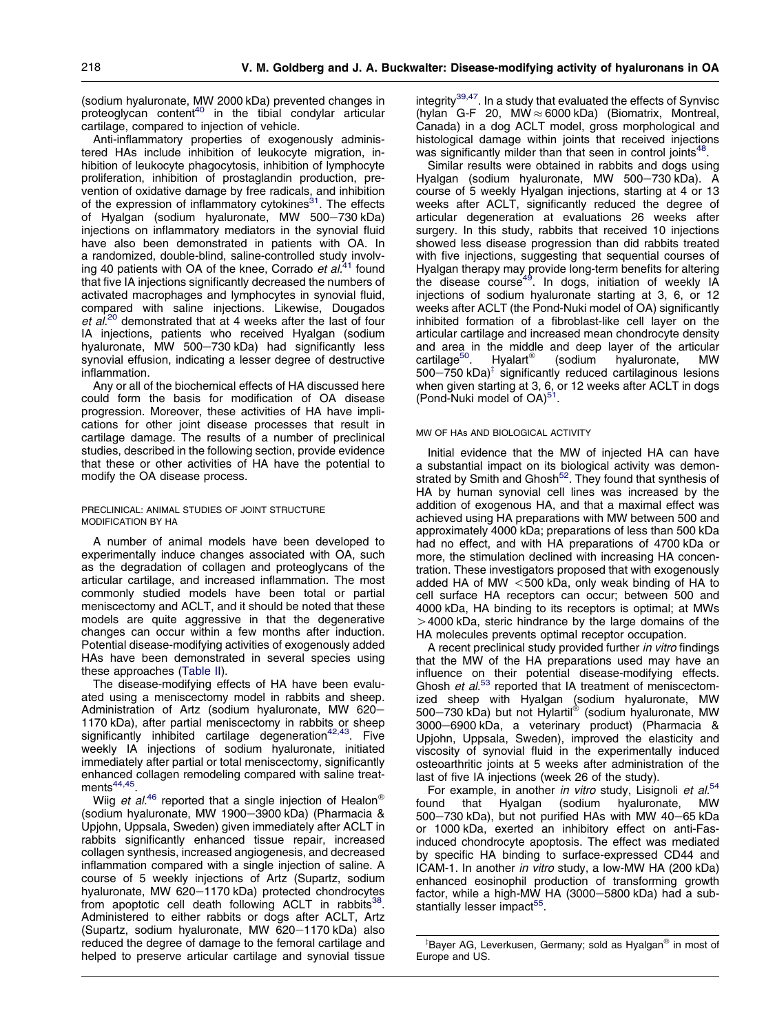(sodium hyaluronate, MW 2000 kDa) prevented changes in proteoglycan content[40] in the tibial condylar articular cartilage, compared to injection of vehicle.

Anti-inflammatory properties of exogenously administered HAs include inhibition of leukocyte migration, inhibition of leukocyte phagocytosis, inhibition of lymphocyte proliferation, inhibition of prostaglandin production, prevention of oxidative damage by free radicals, and inhibition of the expression of inflammatory cytokines[31]. The effects of Hyalgan (sodium hyaluronate, MW 500–730 kDa) injections on inflammatory mediators in the synovial fluid have also been demonstrated in patients with OA. In a randomized, double-blind, saline-controlled study involving 40 patients with OA of the knee, Corrado *et al.*[41] found that five IA injections significantly decreased the numbers of activated macrophages and lymphocytes in synovial fluid, compared with saline injections. Likewise, Dougados *et al.*[20] demonstrated that at 4 weeks after the last of four IA injections, patients who received Hyalgan (sodium hyaluronate, MW 500–730 kDa) had significantly less synovial effusion, indicating a lesser degree of destructive inflammation.

Any or all of the biochemical effects of HA discussed here could form the basis for modification of OA disease progression. Moreover, these activities of HA have implications for other joint disease processes that result in cartilage damage. The results of a number of preclinical studies, described in the following section, provide evidence that these or other activities of HA have the potential to modify the OA disease process.

## PRECLINICAL: ANIMAL STUDIES OF JOINT STRUCTURE MODIFICATION BY HA

A number of animal models have been developed to experimentally induce changes associated with OA, such as the degradation of collagen and proteoglycans of the articular cartilage, and increased inflammation. The most commonly studied models have been total or partial meniscectomy and ACLT, and it should be noted that these models are quite aggressive in that the degenerative changes can occur within a few months after induction. Potential disease-modifying activities of exogenously added HAs have been demonstrated in several species using these approaches (Table II).

The disease-modifying effects of HA have been evaluated using a meniscectomy model in rabbits and sheep. Administration of Artz (sodium hyaluronate, MW 620–1170 kDa), after partial meniscectomy in rabbits or sheep significantly inhibited cartilage degeneration[42,43]. Five weekly IA injections of sodium hyaluronate, initiated immediately after partial or total meniscectomy, significantly enhanced collagen remodeling compared with saline treatments[44,45].

Wiig *et al.*[46] reported that a single injection of Healon® (sodium hyaluronate, MW 1900–3900 kDa) (Pharmacia & Upjohn, Uppsala, Sweden) given immediately after ACLT in rabbits significantly enhanced tissue repair, increased collagen synthesis, increased angiogenesis, and decreased inflammation compared with a single injection of saline. A course of 5 weekly injections of Artz (Supartz, sodium hyaluronate, MW 620–1170 kDa) protected chondrocytes from apoptotic cell death following ACLT in rabbits[38]. Administered to either rabbits or dogs after ACLT, Artz (Supartz, sodium hyaluronate, MW 620–1170 kDa) also reduced the degree of damage to the femoral cartilage and helped to preserve articular cartilage and synovial tissue integrity[39,47]. In a study that evaluated the effects of Synvisc (hylan G-F 20, MW ≈ 6000 kDa) (Biomatrix, Montreal, Canada) in a dog ACLT model, gross morphological and histological damage within joints that received injections was significantly milder than that seen in control joints[48].

Similar results were obtained in rabbits and dogs using Hyalgan (sodium hyaluronate, MW 500–730 kDa). A course of 5 weekly Hyalgan injections, starting at 4 or 13 weeks after ACLT, significantly reduced the degree of articular degeneration at evaluations 26 weeks after surgery. In this study, rabbits that received 10 injections showed less disease progression than did rabbits treated with five injections, suggesting that sequential courses of Hyalgan therapy may provide long-term benefits for altering the disease course[49]. In dogs, initiation of weekly IA injections of sodium hyaluronate starting at 3, 6, or 12 weeks after ACLT (the Pond-Nuki model of OA) significantly inhibited formation of a fibroblast-like cell layer on the articular cartilage and increased mean chondrocyte density and area in the middle and deep layer of the articular cartilage[50]. Hyalart® (sodium hyaluronate, MW 500–750 kDa)[‡] significantly reduced cartilaginous lesions when given starting at 3, 6, or 12 weeks after ACLT in dogs (Pond-Nuki model of OA)[51].

## MW OF HAs AND BIOLOGICAL ACTIVITY

Initial evidence that the MW of injected HA can have a substantial impact on its biological activity was demonstrated by Smith and Ghosh[52]. They found that synthesis of HA by human synovial cell lines was increased by the addition of exogenous HA, and that a maximal effect was achieved using HA preparations with MW between 500 and approximately 4000 kDa; preparations of less than 500 kDa had no effect, and with HA preparations of 4700 kDa or more, the stimulation declined with increasing HA concentration. These investigators proposed that with exogenously added HA of MW <500 kDa, only weak binding of HA to cell surface HA receptors can occur; between 500 and 4000 kDa, HA binding to its receptors is optimal; at MWs >4000 kDa, steric hindrance by the large domains of the HA molecules prevents optimal receptor occupation.

A recent preclinical study provided further *in vitro* findings that the MW of the HA preparations used may have an influence on their potential disease-modifying effects. Ghosh *et al.*[53] reported that IA treatment of meniscectomized sheep with Hyalgan (sodium hyaluronate, MW 500–730 kDa) but not Hylartil® (sodium hyaluronate, MW 3000–6900 kDa, a veterinary product) (Pharmacia & Upjohn, Uppsala, Sweden), improved the elasticity and viscosity of synovial fluid in the experimentally induced osteoarthritic joints at 5 weeks after administration of the last of five IA injections (week 26 of the study).

For example, in another *in vitro* study, Lisignoli *et al.*[54] found that Hyalgan (sodium hyaluronate, MW 500–730 kDa), but not purified HAs with MW 40–65 kDa or 1000 kDa, exerted an inhibitory effect on anti-Fas-induced chondrocyte apoptosis. The effect was mediated by specific HA binding to surface-expressed CD44 and ICAM-1. In another *in vitro* study, a low-MW HA (200 kDa) enhanced eosinophil production of transforming growth factor, while a high-MW HA (3000–5800 kDa) had a substantially lesser impact[55].

[‡]Bayer AG, Leverkusen, Germany; sold as Hyalgan® in most of Europe and US.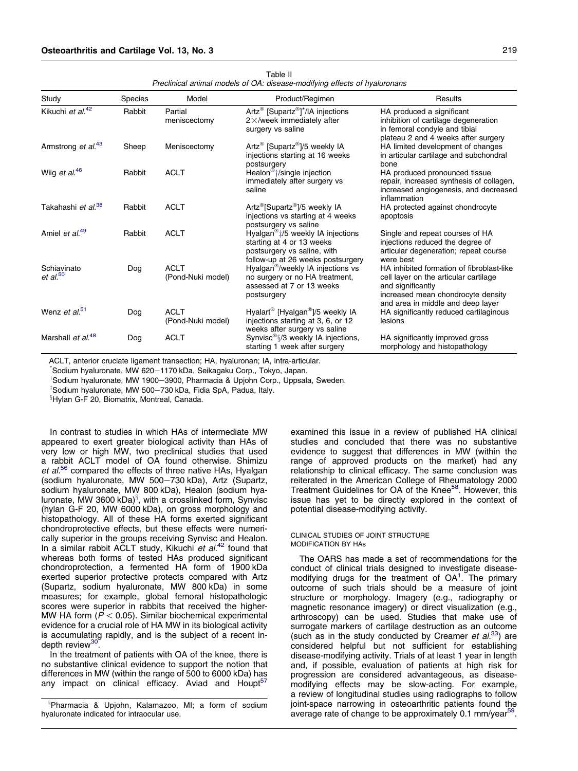Table II
*Preclinical animal models of OA: disease-modifying effects of hyaluronans*

| Study | Species | Model | Product/Regimen | Results |
|---|---|---|---|---|
| Kikuchi *et al.*[42] | Rabbit | Partial meniscectomy | Artz® [Supartz®]*/IA injections 2×/week immediately after surgery vs saline | HA produced a significant inhibition of cartilage degeneration in femoral condyle and tibial plateau 2 and 4 weeks after surgery |
| Armstrong *et al.*[43] | Sheep | Meniscectomy | Artz® [Supartz®]/5 weekly IA injections starting at 16 weeks postsurgery | HA limited development of changes in articular cartilage and subchondral bone |
| Wiig *et al.*[46] | Rabbit | ACLT | Healon®†/single injection immediately after surgery vs saline | HA produced pronounced tissue repair, increased synthesis of collagen, increased angiogenesis, and decreased inflammation |
| Takahashi *et al.*[38] | Rabbit | ACLT | Artz®[Supartz®]/5 weekly IA injections vs starting at 4 weeks postsurgery vs saline | HA protected against chondrocyte apoptosis |
| Amiel *et al.*[49] | Rabbit | ACLT | Hyalgan®‡/5 weekly IA injections starting at 4 or 13 weeks postsurgery vs saline, with follow-up at 26 weeks postsurgery | Single and repeat courses of HA injections reduced the degree of articular degeneration; repeat course were best |
| Schiavinato *et al.*[50] | Dog | ACLT (Pond-Nuki model) | Hyalgan®/weekly IA injections vs no surgery or no HA treatment, assessed at 7 or 13 weeks postsurgery | HA inhibited formation of fibroblast-like cell layer on the articular cartilage and significantly increased mean chondrocyte density and area in middle and deep layer |
| Wenz *et al.*[51] | Dog | ACLT (Pond-Nuki model) | Hyalart® [Hyalgan®]/5 weekly IA injections starting at 3, 6, or 12 weeks after surgery vs saline | HA significantly reduced cartilaginous lesions |
| Marshall *et al.*[48] | Dog | ACLT | Synvisc®§/3 weekly IA injections, starting 1 week after surgery | HA significantly improved gross morphology and histopathology |

ACLT, anterior cruciate ligament transection; HA, hyaluronan; IA, intra-articular.
*Sodium hyaluronate, MW 620–1170 kDa, Seikagaku Corp., Tokyo, Japan.
†Sodium hyaluronate, MW 1900–3900, Pharmacia & Upjohn Corp., Uppsala, Sweden.
‡Sodium hyaluronate, MW 500–730 kDa, Fidia SpA, Padua, Italy.
§Hylan G-F 20, Biomatrix, Montreal, Canada.

In contrast to studies in which HAs of intermediate MW appeared to exert greater biological activity than HAs of very low or high MW, two preclinical studies that used a rabbit ACLT model of OA found otherwise. Shimizu *et al.*[56] compared the effects of three native HAs, Hyalgan (sodium hyaluronate, MW 500–730 kDa), Artz (Supartz, sodium hyaluronate, MW 800 kDa), Healon (sodium hyaluronate, MW 3600 kDa)§, with a crosslinked form, Synvisc (hylan G-F 20, MW 6000 kDa), on gross morphology and histopathology. All of these HA forms exerted significant chondroprotective effects, but these effects were numerically superior in the groups receiving Synvisc and Healon. In a similar rabbit ACLT study, Kikuchi *et al.*[42] found that whereas both forms of tested HAs produced significant chondroprotection, a fermented HA form of 1900 kDa exerted superior protective protects compared with Artz (Supartz, sodium hyaluronate, MW 800 kDa) in some measures; for example, global femoral histopathologic scores were superior in rabbits that received the higher-MW HA form ($P < 0.05$). Similar biochemical experimental evidence for a crucial role of HA MW in its biological activity is accumulating rapidly, and is the subject of a recent in-depth review[30].

In the treatment of patients with OA of the knee, there is no substantive clinical evidence to support the notion that differences in MW (within the range of 500 to 6000 kDa) has any impact on clinical efficacy. Aviad and Houpt[57] examined this issue in a review of published HA clinical studies and concluded that there was no substantive evidence to suggest that differences in MW (within the range of approved products on the market) had any relationship to clinical efficacy. The same conclusion was reiterated in the American College of Rheumatology 2000 Treatment Guidelines for OA of the Knee[58]. However, this issue has yet to be directly explored in the context of potential disease-modifying activity.

§Pharmacia & Upjohn, Kalamazoo, MI; a form of sodium hyaluronate indicated for intraocular use.

## CLINICAL STUDIES OF JOINT STRUCTURE MODIFICATION BY HAs

The OARS has made a set of recommendations for the conduct of clinical trials designed to investigate disease-modifying drugs for the treatment of OA[1]. The primary outcome of such trials should be a measure of joint structure or morphology. Imagery (e.g., radiography or magnetic resonance imagery) or direct visualization (e.g., arthroscopy) can be used. Studies that make use of surrogate markers of cartilage destruction as an outcome (such as in the study conducted by Creamer *et al.*[33]) are considered helpful but not sufficient for establishing disease-modifying activity. Trials of at least 1 year in length and, if possible, evaluation of patients at high risk for progression are considered advantageous, as disease-modifying effects may be slow-acting. For example, a review of longitudinal studies using radiographs to follow joint-space narrowing in osteoarthritic patients found the average rate of change to be approximately 0.1 mm/year[59].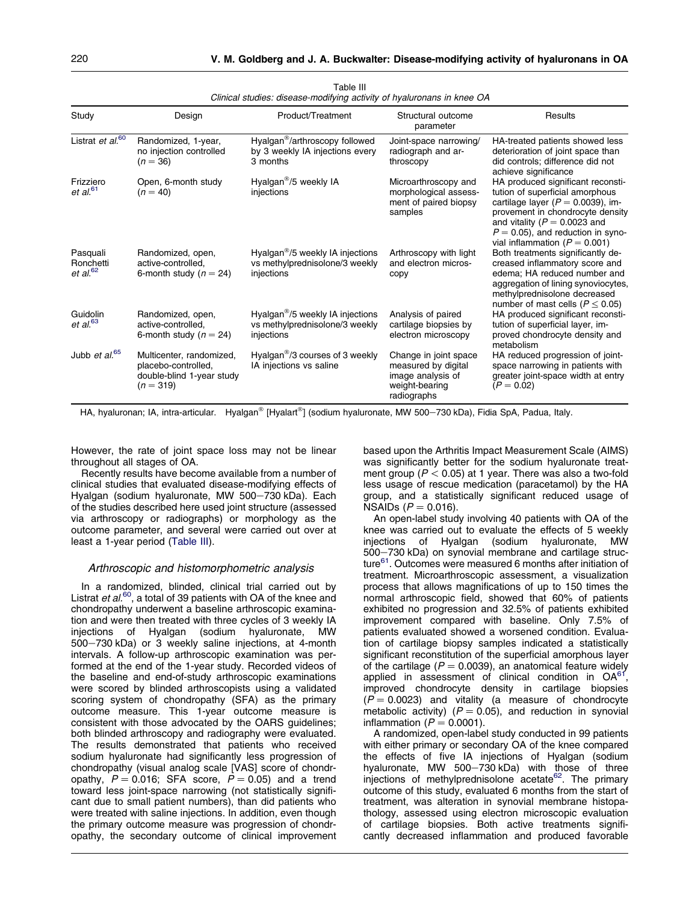Table III

*Clinical studies: disease-modifying activity of hyaluronans in knee OA*

| Study | Design | Product/Treatment | Structural outcome parameter | Results |
|---|---|---|---|---|
| Listrat *et al.*[60] | Randomized, 1-year, no injection controlled ($n = 36$) | Hyalgan®/arthroscopy followed by 3 weekly IA injections every 3 months | Joint-space narrowing/ radiograph and arthroscopy | HA-treated patients showed less deterioration of joint space than did controls; difference did not achieve significance |
| Frizziero *et al.*[61] | Open, 6-month study ($n = 40$) | Hyalgan®/5 weekly IA injections | Microarthroscopy and morphological assessment of paired biopsy samples | HA produced significant reconstitution of superficial amorphous cartilage layer ($P = 0.0039$), improvement in chondrocyte density and vitality ($P = 0.0023$ and $P = 0.05$), and reduction in synovial inflammation ($P = 0.001$) |
| Pasquali Ronchetti *et al.*[62] | Randomized, open, active-controlled, 6-month study ($n = 24$) | Hyalgan®/5 weekly IA injections vs methylprednisolone/3 weekly injections | Arthroscopy with light and electron microscopy | Both treatments significantly decreased inflammatory score and edema; HA reduced number and aggregation of lining synoviocytes, methylprednisolone decreased number of mast cells ($P \leq 0.05$) |
| Guidolin *et al.*[63] | Randomized, open, active-controlled, 6-month study ($n = 24$) | Hyalgan®/5 weekly IA injections vs methylprednisolone/3 weekly injections | Analysis of paired cartilage biopsies by electron microscopy | HA produced significant reconstitution of superficial layer, improved chondrocyte density and metabolism |
| Jubb *et al.*[65] | Multicenter, randomized, placebo-controlled, double-blind 1-year study ($n = 319$) | Hyalgan®/3 courses of 3 weekly IA injections vs saline | Change in joint space measured by digital image analysis of weight-bearing radiographs | HA reduced progression of joint-space narrowing in patients with greater joint-space width at entry ($P = 0.02$) |

HA, hyaluronan; IA, intra-articular. Hyalgan® [Hyalart®] (sodium hyaluronate, MW 500–730 kDa), Fidia SpA, Padua, Italy.

However, the rate of joint space loss may not be linear throughout all stages of OA.

Recently results have become available from a number of clinical studies that evaluated disease-modifying effects of Hyalgan (sodium hyaluronate, MW 500–730 kDa). Each of the studies described here used joint structure (assessed via arthroscopy or radiographs) or morphology as the outcome parameter, and several were carried out over at least a 1-year period (Table III).

### *Arthroscopic and histomorphometric analysis*

In a randomized, blinded, clinical trial carried out by Listrat *et al.*[60], a total of 39 patients with OA of the knee and chondropathy underwent a baseline arthroscopic examination and were then treated with three cycles of 3 weekly IA injections of Hyalgan (sodium hyaluronate, MW 500–730 kDa) or 3 weekly saline injections, at 4-month intervals. A follow-up arthroscopic examination was performed at the end of the 1-year study. Recorded videos of the baseline and end-of-study arthroscopic examinations were scored by blinded arthroscopists using a validated scoring system of chondropathy (SFA) as the primary outcome measure. This 1-year outcome measure is consistent with those advocated by the OARS guidelines; both blinded arthroscopy and radiography were evaluated. The results demonstrated that patients who received sodium hyaluronate had significantly less progression of chondropathy (visual analog scale [VAS] score of chondropathy, $P = 0.016$; SFA score, $P = 0.05$) and a trend toward less joint-space narrowing (not statistically significant due to small patient numbers), than did patients who were treated with saline injections. In addition, even though the primary outcome measure was progression of chondropathy, the secondary outcome of clinical improvement based upon the Arthritis Impact Measurement Scale (AIMS) was significantly better for the sodium hyaluronate treatment group ($P < 0.05$) at 1 year. There was also a two-fold less usage of rescue medication (paracetamol) by the HA group, and a statistically significant reduced usage of NSAIDs ($P = 0.016$).

An open-label study involving 40 patients with OA of the knee was carried out to evaluate the effects of 5 weekly injections of Hyalgan (sodium hyaluronate, MW 500–730 kDa) on synovial membrane and cartilage structure[61]. Outcomes were measured 6 months after initiation of treatment. Microarthroscopic assessment, a visualization process that allows magnifications of up to 150 times the normal arthroscopic field, showed that 60% of patients exhibited no progression and 32.5% of patients exhibited improvement compared with baseline. Only 7.5% of patients evaluated showed a worsened condition. Evaluation of cartilage biopsy samples indicated a statistically significant reconstitution of the superficial amorphous layer of the cartilage ($P = 0.0039$), an anatomical feature widely applied in assessment of clinical condition in OA[61], improved chondrocyte density in cartilage biopsies ($P = 0.0023$) and vitality (a measure of chondrocyte metabolic activity) ($P = 0.05$), and reduction in synovial inflammation ($P = 0.0001$).

A randomized, open-label study conducted in 99 patients with either primary or secondary OA of the knee compared the effects of five IA injections of Hyalgan (sodium hyaluronate, MW 500–730 kDa) with those of three injections of methylprednisolone acetate[62]. The primary outcome of this study, evaluated 6 months from the start of treatment, was alteration in synovial membrane histopathology, assessed using electron microscopic evaluation of cartilage biopsies. Both active treatments significantly decreased inflammation and produced favorable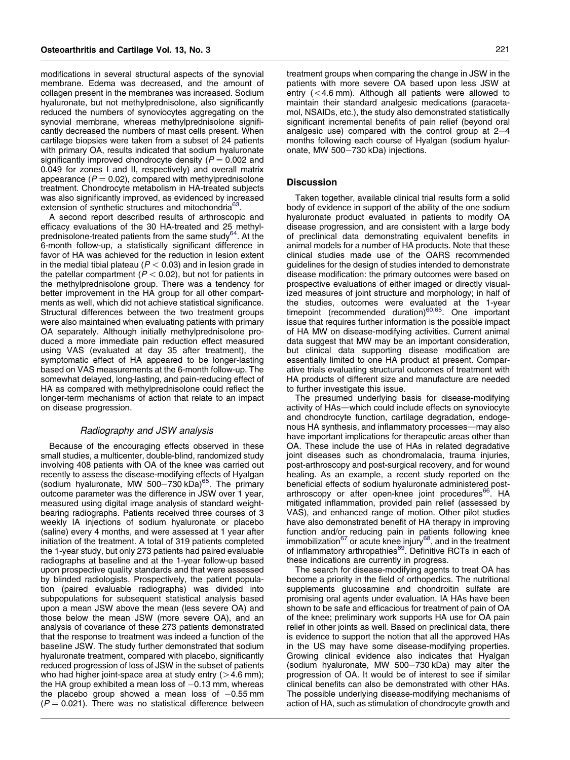modifications in several structural aspects of the synovial membrane. Edema was decreased, and the amount of collagen present in the membranes was increased. Sodium hyaluronate, but not methylprednisolone, also significantly reduced the numbers of synoviocytes aggregating on the synovial membrane, whereas methylprednisolone significantly decreased the numbers of mast cells present. When cartilage biopsies were taken from a subset of 24 patients with primary OA, results indicated that sodium hyaluronate significantly improved chondrocyte density ($P = 0.002$ and 0.049 for zones I and II, respectively) and overall matrix appearance ($P = 0.02$), compared with methylprednisolone treatment. Chondrocyte metabolism in HA-treated subjects was also significantly improved, as evidenced by increased extension of synthetic structures and mitochondria[63].

A second report described results of arthroscopic and efficacy evaluations of the 30 HA-treated and 25 methylprednisolone-treated patients from the same study[64]. At the 6-month follow-up, a statistically significant difference in favor of HA was achieved for the reduction in lesion extent in the medial tibial plateau ($P < 0.03$) and in lesion grade in the patellar compartment ($P < 0.02$), but not for patients in the methylprednisolone group. There was a tendency for better improvement in the HA group for all other compartments as well, which did not achieve statistical significance. Structural differences between the two treatment groups were also maintained when evaluating patients with primary OA separately. Although initially methylprednisolone produced a more immediate pain reduction effect measured using VAS (evaluated at day 35 after treatment), the symptomatic effect of HA appeared to be longer-lasting based on VAS measurements at the 6-month follow-up. The somewhat delayed, long-lasting, and pain-reducing effect of HA as compared with methylprednisolone could reflect the longer-term mechanisms of action that relate to an impact on disease progression.

### *Radiography and JSW analysis*

Because of the encouraging effects observed in these small studies, a multicenter, double-blind, randomized study involving 408 patients with OA of the knee was carried out recently to assess the disease-modifying effects of Hyalgan (sodium hyaluronate, MW 500–730 kDa)[65]. The primary outcome parameter was the difference in JSW over 1 year, measured using digital image analysis of standard weight-bearing radiographs. Patients received three courses of 3 weekly IA injections of sodium hyaluronate or placebo (saline) every 4 months, and were assessed at 1 year after initiation of the treatment. A total of 319 patients completed the 1-year study, but only 273 patients had paired evaluable radiographs at baseline and at the 1-year follow-up based upon prospective quality standards and that were assessed by blinded radiologists. Prospectively, the patient population (paired evaluable radiographs) was divided into subpopulations for subsequent statistical analysis based upon a mean JSW above the mean (less severe OA) and those below the mean JSW (more severe OA), and an analysis of covariance of these 273 patients demonstrated that the response to treatment was indeed a function of the baseline JSW. The study further demonstrated that sodium hyaluronate treatment, compared with placebo, significantly reduced progression of loss of JSW in the subset of patients who had higher joint-space area at study entry (>4.6 mm); the HA group exhibited a mean loss of −0.13 mm, whereas the placebo group showed a mean loss of −0.55 mm ($P = 0.021$). There was no statistical difference between treatment groups when comparing the change in JSW in the patients with more severe OA based upon less JSW at entry (<4.6 mm). Although all patients were allowed to maintain their standard analgesic medications (paracetamol, NSAIDs, etc.), the study also demonstrated statistically significant incremental benefits of pain relief (beyond oral analgesic use) compared with the control group at 2–4 months following each course of Hyalgan (sodium hyaluronate, MW 500–730 kDa) injections.

## Discussion

Taken together, available clinical trial results form a solid body of evidence in support of the ability of the one sodium hyaluronate product evaluated in patients to modify OA disease progression, and are consistent with a large body of preclinical data demonstrating equivalent benefits in animal models for a number of HA products. Note that these clinical studies made use of the OARS recommended guidelines for the design of studies intended to demonstrate disease modification: the primary outcomes were based on prospective evaluations of either imaged or directly visualized measures of joint structure and morphology; in half of the studies, outcomes were evaluated at the 1-year timepoint (recommended duration)[60,65]. One important issue that requires further information is the possible impact of HA MW on disease-modifying activities. Current animal data suggest that MW may be an important consideration, but clinical data supporting disease modification are essentially limited to one HA product at present. Comparative trials evaluating structural outcomes of treatment with HA products of different size and manufacture are needed to further investigate this issue.

The presumed underlying basis for disease-modifying activity of HAs—which could include effects on synoviocyte and chondrocyte function, cartilage degradation, endogenous HA synthesis, and inflammatory processes—may also have important implications for therapeutic areas other than OA. These include the use of HAs in related degradative joint diseases such as chondromalacia, trauma injuries, post-arthroscopy and post-surgical recovery, and for wound healing. As an example, a recent study reported on the beneficial effects of sodium hyaluronate administered post-arthroscopy or after open-knee joint procedures[66]. HA mitigated inflammation, provided pain relief (assessed by VAS), and enhanced range of motion. Other pilot studies have also demonstrated benefit of HA therapy in improving function and/or reducing pain in patients following knee immobilization[67] or acute knee injury[68], and in the treatment of inflammatory arthropathies[69]. Definitive RCTs in each of these indications are currently in progress.

The search for disease-modifying agents to treat OA has become a priority in the field of orthopedics. The nutritional supplements glucosamine and chondroitin sulfate are promising oral agents under evaluation. IA HAs have been shown to be safe and efficacious for treatment of pain of OA of the knee; preliminary work supports HA use for OA pain relief in other joints as well. Based on preclinical data, there is evidence to support the notion that all the approved HAs in the US may have some disease-modifying properties. Growing clinical evidence also indicates that Hyalgan (sodium hyaluronate, MW 500–730 kDa) may alter the progression of OA. It would be of interest to see if similar clinical benefits can also be demonstrated with other HAs. The possible underlying disease-modifying mechanisms of action of HA, such as stimulation of chondrocyte growth and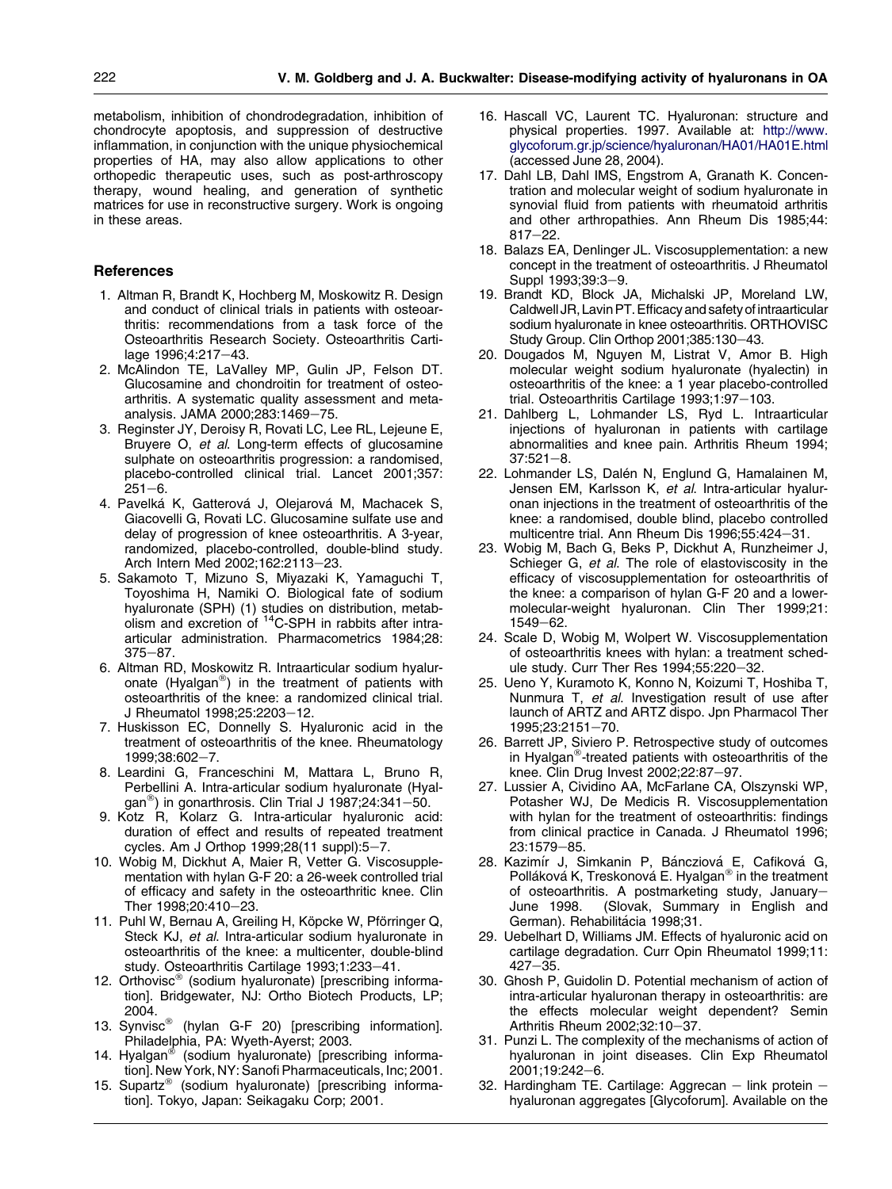metabolism, inhibition of chondrodegradation, inhibition of chondrocyte apoptosis, and suppression of destructive inflammation, in conjunction with the unique physiochemical properties of HA, may also allow applications to other orthopedic therapeutic uses, such as post-arthroscopy therapy, wound healing, and generation of synthetic matrices for use in reconstructive surgery. Work is ongoing in these areas.

## References

1. Altman R, Brandt K, Hochberg M, Moskowitz R. Design and conduct of clinical trials in patients with osteoarthritis: recommendations from a task force of the Osteoarthritis Research Society. Osteoarthritis Cartilage 1996;4:217–43.
2. McAlindon TE, LaValley MP, Gulin JP, Felson DT. Glucosamine and chondroitin for treatment of osteoarthritis. A systematic quality assessment and meta-analysis. JAMA 2000;283:1469–75.
3. Reginster JY, Deroisy R, Rovati LC, Lee RL, Lejeune E, Bruyere O, *et al*. Long-term effects of glucosamine sulphate on osteoarthritis progression: a randomised, placebo-controlled clinical trial. Lancet 2001;357: 251–6.
4. Pavelká K, Gatterová J, Olejarová M, Machacek S, Giacovelli G, Rovati LC. Glucosamine sulfate use and delay of progression of knee osteoarthritis. A 3-year, randomized, placebo-controlled, double-blind study. Arch Intern Med 2002;162:2113–23.
5. Sakamoto T, Mizuno S, Miyazaki K, Yamaguchi T, Toyoshima H, Namiki O. Biological fate of sodium hyaluronate (SPH) (1) studies on distribution, metabolism and excretion of $^{14}$C-SPH in rabbits after intra-articular administration. Pharmacometrics 1984;28: 375–87.
6. Altman RD, Moskowitz R. Intraarticular sodium hyaluronate (Hyalgan®) in the treatment of patients with osteoarthritis of the knee: a randomized clinical trial. J Rheumatol 1998;25:2203–12.
7. Huskisson EC, Donnelly S. Hyaluronic acid in the treatment of osteoarthritis of the knee. Rheumatology 1999;38:602–7.
8. Leardini G, Franceschini M, Mattara L, Bruno R, Perbellini A. Intra-articular sodium hyaluronate (Hyalgan®) in gonarthrosis. Clin Trial J 1987;24:341–50.
9. Kotz R, Kolarz G. Intra-articular hyaluronic acid: duration of effect and results of repeated treatment cycles. Am J Orthop 1999;28(11 suppl):5–7.
10. Wobig M, Dickhut A, Maier R, Vetter G. Viscosupplementation with hylan G-F 20: a 26-week controlled trial of efficacy and safety in the osteoarthritic knee. Clin Ther 1998;20:410–23.
11. Puhl W, Bernau A, Greiling H, Köpcke W, Pförringer Q, Steck KJ, *et al*. Intra-articular sodium hyaluronate in osteoarthritis of the knee: a multicenter, double-blind study. Osteoarthritis Cartilage 1993;1:233–41.
12. Orthovisc® (sodium hyaluronate) [prescribing information]. Bridgewater, NJ: Ortho Biotech Products, LP; 2004.
13. Synvisc® (hylan G-F 20) [prescribing information]. Philadelphia, PA: Wyeth-Ayerst; 2003.
14. Hyalgan® (sodium hyaluronate) [prescribing information]. New York, NY: Sanofi Pharmaceuticals, Inc; 2001.
15. Supartz® (sodium hyaluronate) [prescribing information]. Tokyo, Japan: Seikagaku Corp; 2001.
16. Hascall VC, Laurent TC. Hyaluronan: structure and physical properties. 1997. Available at: http://www.glycoforum.gr.jp/science/hyaluronan/HA01/HA01E.html (accessed June 28, 2004).
17. Dahl LB, Dahl IMS, Engstrom A, Granath K. Concentration and molecular weight of sodium hyaluronate in synovial fluid from patients with rheumatoid arthritis and other arthropathies. Ann Rheum Dis 1985;44: 817–22.
18. Balazs EA, Denlinger JL. Viscosupplementation: a new concept in the treatment of osteoarthritis. J Rheumatol Suppl 1993;39:3–9.
19. Brandt KD, Block JA, Michalski JP, Moreland LW, Caldwell JR, Lavin PT. Efficacy and safety of intraarticular sodium hyaluronate in knee osteoarthritis. ORTHOVISC Study Group. Clin Orthop 2001;385:130–43.
20. Dougados M, Nguyen M, Listrat V, Amor B. High molecular weight sodium hyaluronate (hyalectin) in osteoarthritis of the knee: a 1 year placebo-controlled trial. Osteoarthritis Cartilage 1993;1:97–103.
21. Dahlberg L, Lohmander LS, Ryd L. Intraarticular injections of hyaluronan in patients with cartilage abnormalities and knee pain. Arthritis Rheum 1994; 37:521–8.
22. Lohmander LS, Dalén N, Englund G, Hamalainen M, Jensen EM, Karlsson K, *et al*. Intra-articular hyaluronan injections in the treatment of osteoarthritis of the knee: a randomised, double blind, placebo controlled multicentre trial. Ann Rheum Dis 1996;55:424–31.
23. Wobig M, Bach G, Beks P, Dickhut A, Runzheimer J, Schieger G, *et al*. The role of elastoviscosity in the efficacy of viscosupplementation for osteoarthritis of the knee: a comparison of hylan G-F 20 and a lower-molecular-weight hyaluronan. Clin Ther 1999;21: 1549–62.
24. Scale D, Wobig M, Wolpert W. Viscosupplementation of osteoarthritis knees with hylan: a treatment schedule study. Curr Ther Res 1994;55:220–32.
25. Ueno Y, Kuramoto K, Konno N, Koizumi T, Hoshiba T, Nunmura T, *et al*. Investigation result of use after launch of ARTZ and ARTZ dispo. Jpn Pharmacol Ther 1995;23:2151–70.
26. Barrett JP, Siviero P. Retrospective study of outcomes in Hyalgan®-treated patients with osteoarthritis of the knee. Clin Drug Invest 2002;22:87–97.
27. Lussier A, Cividino AA, McFarlane CA, Olszynski WP, Potasher WJ, De Medicis R. Viscosupplementation with hylan for the treatment of osteoarthritis: findings from clinical practice in Canada. J Rheumatol 1996; 23:1579–85.
28. Kazimír J, Simkanin P, Báncziová E, Cafiková G, Polláková K, Treskonová E. Hyalgan® in the treatment of osteoarthritis. A postmarketing study, January–June 1998. (Slovak, Summary in English and German). Rehabilitácia 1998;31.
29. Uebelhart D, Williams JM. Effects of hyaluronic acid on cartilage degradation. Curr Opin Rheumatol 1999;11: 427–35.
30. Ghosh P, Guidolin D. Potential mechanism of action of intra-articular hyaluronan therapy in osteoarthritis: are the effects molecular weight dependent? Semin Arthritis Rheum 2002;32:10–37.
31. Punzi L. The complexity of the mechanisms of action of hyaluronan in joint diseases. Clin Exp Rheumatol 2001;19:242–6.
32. Hardingham TE. Cartilage: Aggrecan – link protein – hyaluronan aggregates [Glycoforum]. Available on the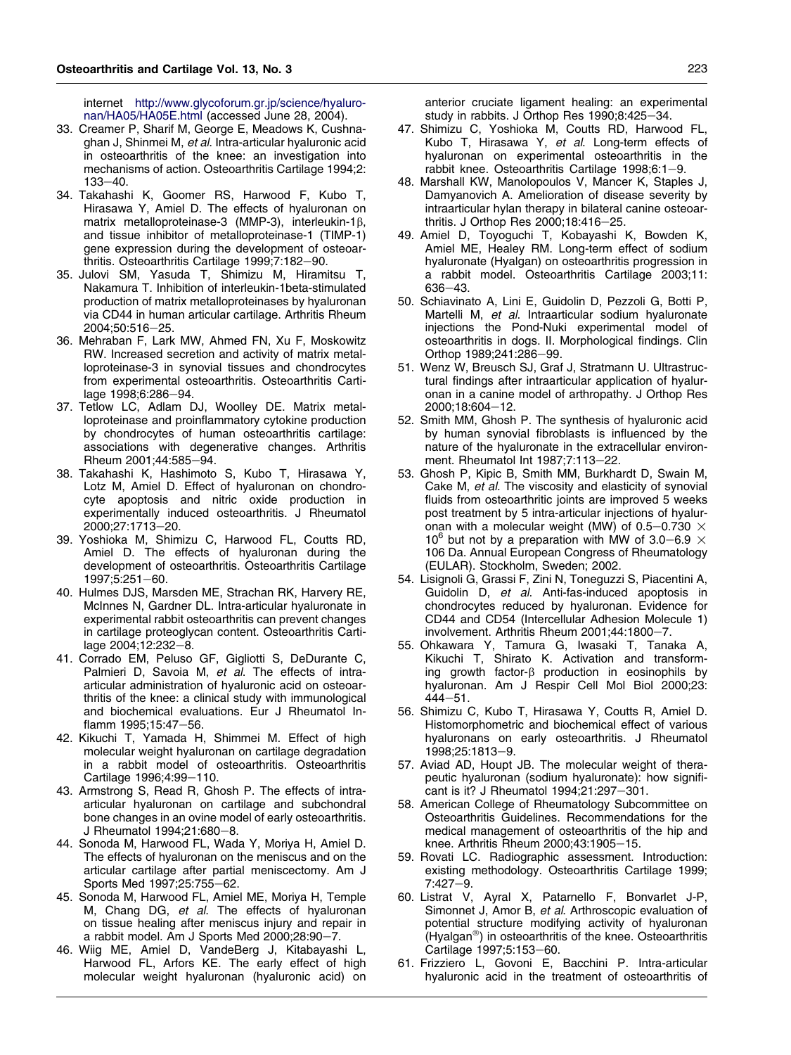internet http://www.glycoforum.gr.jp/science/hyaluronan/HA05/HA05E.html (accessed June 28, 2004).

33. Creamer P, Sharif M, George E, Meadows K, Cushnaghan J, Shinmei M, *et al*. Intra-articular hyaluronic acid in osteoarthritis of the knee: an investigation into mechanisms of action. Osteoarthritis Cartilage 1994;2:133–40.
34. Takahashi K, Goomer RS, Harwood F, Kubo T, Hirasawa Y, Amiel D. The effects of hyaluronan on matrix metalloproteinase-3 (MMP-3), interleukin-1β, and tissue inhibitor of metalloproteinase-1 (TIMP-1) gene expression during the development of osteoarthritis. Osteoarthritis Cartilage 1999;7:182–90.
35. Julovi SM, Yasuda T, Shimizu M, Hiramitsu T, Nakamura T. Inhibition of interleukin-1beta-stimulated production of matrix metalloproteinases by hyaluronan via CD44 in human articular cartilage. Arthritis Rheum 2004;50:516–25.
36. Mehraban F, Lark MW, Ahmed FN, Xu F, Moskowitz RW. Increased secretion and activity of matrix metalloproteinase-3 in synovial tissues and chondrocytes from experimental osteoarthritis. Osteoarthritis Cartilage 1998;6:286–94.
37. Tetlow LC, Adlam DJ, Woolley DE. Matrix metalloproteinase and proinflammatory cytokine production by chondrocytes of human osteoarthritis cartilage: associations with degenerative changes. Arthritis Rheum 2001;44:585–94.
38. Takahashi K, Hashimoto S, Kubo T, Hirasawa Y, Lotz M, Amiel D. Effect of hyaluronan on chondrocyte apoptosis and nitric oxide production in experimentally induced osteoarthritis. J Rheumatol 2000;27:1713–20.
39. Yoshioka M, Shimizu C, Harwood FL, Coutts RD, Amiel D. The effects of hyaluronan during the development of osteoarthritis. Osteoarthritis Cartilage 1997;5:251–60.
40. Hulmes DJS, Marsden ME, Strachan RK, Harvery RE, McInnes N, Gardner DL. Intra-articular hyaluronate in experimental rabbit osteoarthritis can prevent changes in cartilage proteoglycan content. Osteoarthritis Cartilage 2004;12:232–8.
41. Corrado EM, Peluso GF, Gigliotti S, DeDurante C, Palmieri D, Savoia M, *et al*. The effects of intra-articular administration of hyaluronic acid on osteoarthritis of the knee: a clinical study with immunological and biochemical evaluations. Eur J Rheumatol Inflamm 1995;15:47–56.
42. Kikuchi T, Yamada H, Shimmei M. Effect of high molecular weight hyaluronan on cartilage degradation in a rabbit model of osteoarthritis. Osteoarthritis Cartilage 1996;4:99–110.
43. Armstrong S, Read R, Ghosh P. The effects of intra-articular hyaluronan on cartilage and subchondral bone changes in an ovine model of early osteoarthritis. J Rheumatol 1994;21:680–8.
44. Sonoda M, Harwood FL, Wada Y, Moriya H, Amiel D. The effects of hyaluronan on the meniscus and on the articular cartilage after partial meniscectomy. Am J Sports Med 1997;25:755–62.
45. Sonoda M, Harwood FL, Amiel ME, Moriya H, Temple M, Chang DG, *et al*. The effects of hyaluronan on tissue healing after meniscus injury and repair in a rabbit model. Am J Sports Med 2000;28:90–7.
46. Wiig ME, Amiel D, VandeBerg J, Kitabayashi L, Harwood FL, Arfors KE. The early effect of high molecular weight hyaluronan (hyaluronic acid) on anterior cruciate ligament healing: an experimental study in rabbits. J Orthop Res 1990;8:425–34.
47. Shimizu C, Yoshioka M, Coutts RD, Harwood FL, Kubo T, Hirasawa Y, *et al*. Long-term effects of hyaluronan on experimental osteoarthritis in the rabbit knee. Osteoarthritis Cartilage 1998;6:1–9.
48. Marshall KW, Manolopoulos V, Mancer K, Staples J, Damyanovich A. Amelioration of disease severity by intraarticular hylan therapy in bilateral canine osteoarthritis. J Orthop Res 2000;18:416–25.
49. Amiel D, Toyoguchi T, Kobayashi K, Bowden K, Amiel ME, Healey RM. Long-term effect of sodium hyaluronate (Hyalgan) on osteoarthritis progression in a rabbit model. Osteoarthritis Cartilage 2003;11:636–43.
50. Schiavinato A, Lini E, Guidolin D, Pezzoli G, Botti P, Martelli M, *et al*. Intraarticular sodium hyaluronate injections the Pond-Nuki experimental model of osteoarthritis in dogs. II. Morphological findings. Clin Orthop 1989;241:286–99.
51. Wenz W, Breusch SJ, Graf J, Stratmann U. Ultrastructural findings after intraarticular application of hyaluronan in a canine model of arthropathy. J Orthop Res 2000;18:604–12.
52. Smith MM, Ghosh P. The synthesis of hyaluronic acid by human synovial fibroblasts is influenced by the nature of the hyaluronate in the extracellular environment. Rheumatol Int 1987;7:113–22.
53. Ghosh P, Kipic B, Smith MM, Burkhardt D, Swain M, Cake M, *et al.* The viscosity and elasticity of synovial fluids from osteoarthritic joints are improved 5 weeks post treatment by 5 intra-articular injections of hyaluronan with a molecular weight (MW) of 0.5–0.730 $\times 10^6$ but not by a preparation with MW of 3.0–6.9 $\times$ 106 Da. Annual European Congress of Rheumatology (EULAR). Stockholm, Sweden; 2002.
54. Lisignoli G, Grassi F, Zini N, Toneguzzi S, Piacentini A, Guidolin D, *et al*. Anti-fas-induced apoptosis in chondrocytes reduced by hyaluronan. Evidence for CD44 and CD54 (Intercellular Adhesion Molecule 1) involvement. Arthritis Rheum 2001;44:1800–7.
55. Ohkawara Y, Tamura G, Iwasaki T, Tanaka A, Kikuchi T, Shirato K. Activation and transforming growth factor-β production in eosinophils by hyaluronan. Am J Respir Cell Mol Biol 2000;23:444–51.
56. Shimizu C, Kubo T, Hirasawa Y, Coutts R, Amiel D. Histomorphometric and biochemical effect of various hyaluronans on early osteoarthritis. J Rheumatol 1998;25:1813–9.
57. Aviad AD, Houpt JB. The molecular weight of therapeutic hyaluronan (sodium hyaluronate): how significant is it? J Rheumatol 1994;21:297–301.
58. American College of Rheumatology Subcommittee on Osteoarthritis Guidelines. Recommendations for the medical management of osteoarthritis of the hip and knee. Arthritis Rheum 2000;43:1905–15.
59. Rovati LC. Radiographic assessment. Introduction: existing methodology. Osteoarthritis Cartilage 1999;7:427–9.
60. Listrat V, Ayral X, Patarnello F, Bonvarlet J-P, Simonnet J, Amor B, *et al*. Arthroscopic evaluation of potential structure modifying activity of hyaluronan (Hyalgan®) in osteoarthritis of the knee. Osteoarthritis Cartilage 1997;5:153–60.
61. Frizziero L, Govoni E, Bacchini P. Intra-articular hyaluronic acid in the treatment of osteoarthritis of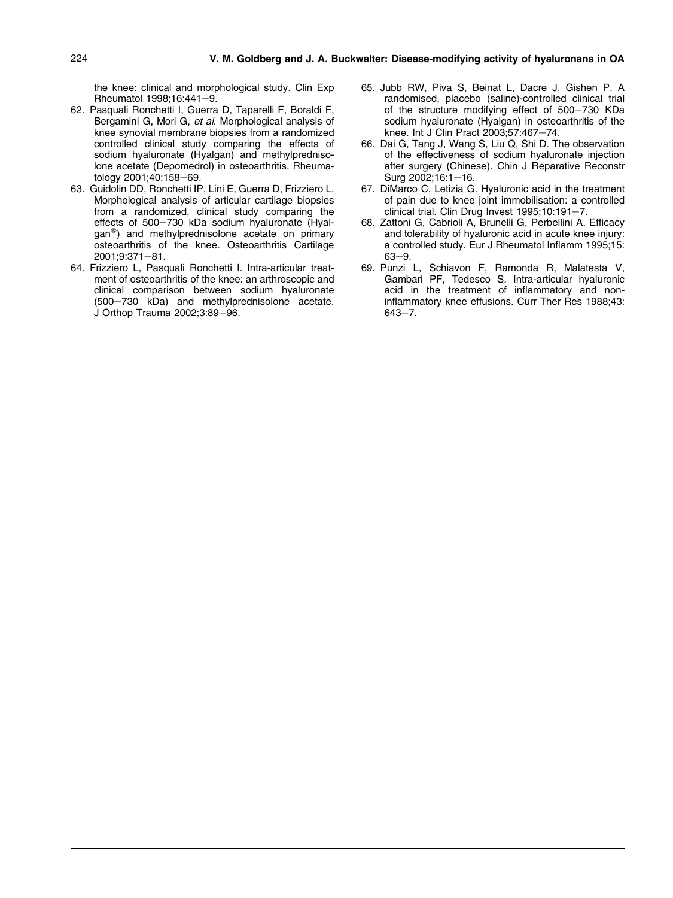the knee: clinical and morphological study. Clin Exp Rheumatol 1998;16:441–9.

62. Pasquali Ronchetti I, Guerra D, Taparelli F, Boraldi F, Bergamini G, Mori G, *et al*. Morphological analysis of knee synovial membrane biopsies from a randomized controlled clinical study comparing the effects of sodium hyaluronate (Hyalgan) and methylprednisolone acetate (Depomedrol) in osteoarthritis. Rheumatology 2001;40:158–69.
63. Guidolin DD, Ronchetti IP, Lini E, Guerra D, Frizziero L. Morphological analysis of articular cartilage biopsies from a randomized, clinical study comparing the effects of 500–730 kDa sodium hyaluronate (Hyalgan®) and methylprednisolone acetate on primary osteoarthritis of the knee. Osteoarthritis Cartilage 2001;9:371–81.
64. Frizziero L, Pasquali Ronchetti I. Intra-articular treatment of osteoarthritis of the knee: an arthroscopic and clinical comparison between sodium hyaluronate (500–730 kDa) and methylprednisolone acetate. J Orthop Trauma 2002;3:89–96.
65. Jubb RW, Piva S, Beinat L, Dacre J, Gishen P. A randomised, placebo (saline)-controlled clinical trial of the structure modifying effect of 500–730 KDa sodium hyaluronate (Hyalgan) in osteoarthritis of the knee. Int J Clin Pract 2003;57:467–74.
66. Dai G, Tang J, Wang S, Liu Q, Shi D. The observation of the effectiveness of sodium hyaluronate injection after surgery (Chinese). Chin J Reparative Reconstr Surg 2002;16:1–16.
67. DiMarco C, Letizia G. Hyaluronic acid in the treatment of pain due to knee joint immobilisation: a controlled clinical trial. Clin Drug Invest 1995;10:191–7.
68. Zattoni G, Cabrioli A, Brunelli G, Perbellini A. Efficacy and tolerability of hyaluronic acid in acute knee injury: a controlled study. Eur J Rheumatol Inflamm 1995;15: 63–9.
69. Punzi L, Schiavon F, Ramonda R, Malatesta V, Gambari PF, Tedesco S. Intra-articular hyaluronic acid in the treatment of inflammatory and non-inflammatory knee effusions. Curr Ther Res 1988;43: 643–7.